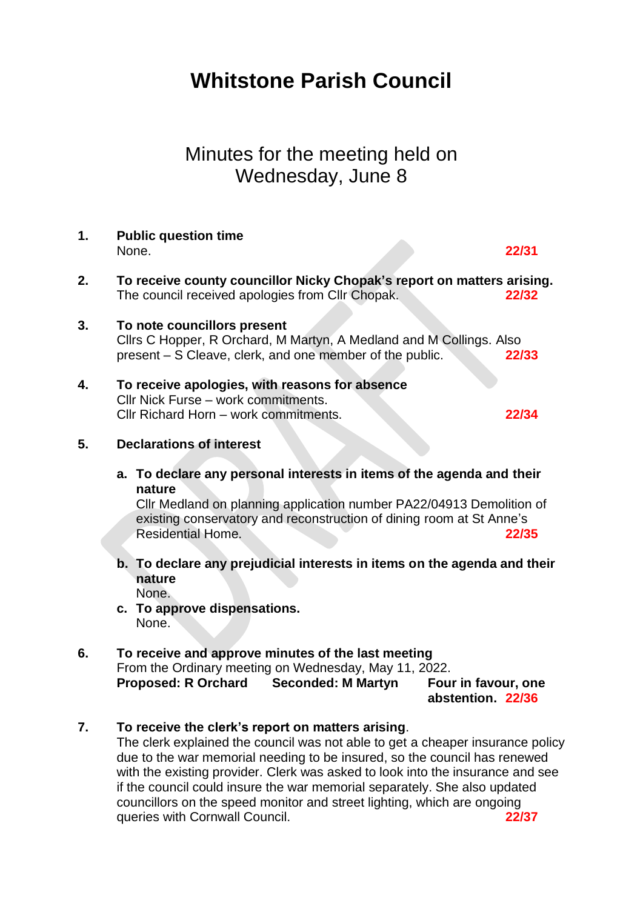# Whitstone Parish Council

## Minutes for the meeting held on Wednesday, June 8

1. **Public question time**
   None. **22/31**

2. **To receive county councillor Nicky Chopak's report on matters arising.**
   The council received apologies from Cllr Chopak. **22/32**

3. **To note councillors present**
   Cllrs C Hopper, R Orchard, M Martyn, A Medland and M Collings. Also present – S Cleave, clerk, and one member of the public. **22/33**

4. **To receive apologies, with reasons for absence**
   Cllr Nick Furse – work commitments.
   Cllr Richard Horn – work commitments. **22/34**

5. **Declarations of interest**

   a. **To declare any personal interests in items of the agenda and their nature**
   Cllr Medland on planning application number PA22/04913 Demolition of existing conservatory and reconstruction of dining room at St Anne's Residential Home. **22/35**

   b. **To declare any prejudicial interests in items on the agenda and their nature**
   None.

   c. **To approve dispensations.**
   None.

6. **To receive and approve minutes of the last meeting**
   From the Ordinary meeting on Wednesday, May 11, 2022.
   **Proposed: R Orchard Seconded: M Martyn Four in favour, one abstention. 22/36**

7. **To receive the clerk's report on matters arising**.
   The clerk explained the council was not able to get a cheaper insurance policy due to the war memorial needing to be insured, so the council has renewed with the existing provider. Clerk was asked to look into the insurance and see if the council could insure the war memorial separately. She also updated councillors on the speed monitor and street lighting, which are ongoing queries with Cornwall Council. **22/37**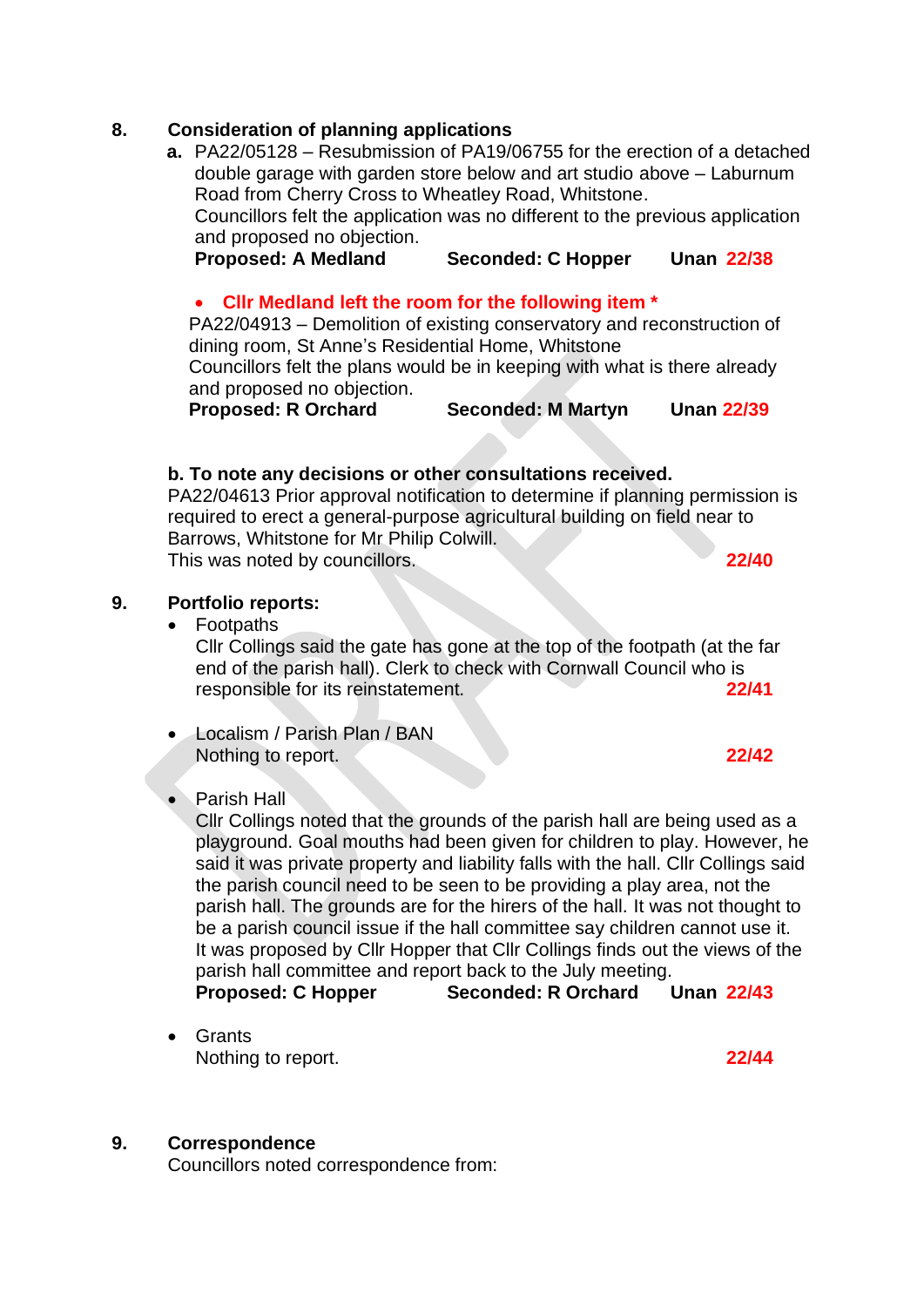## 8. Consideration of planning applications

**a.** PA22/05128 – Resubmission of PA19/06755 for the erection of a detached double garage with garden store below and art studio above – Laburnum Road from Cherry Cross to Wheatley Road, Whitstone.
Councillors felt the application was no different to the previous application and proposed no objection.
**Proposed: A Medland** **Seconded: C Hopper** **Unan 22/38**

- **Cllr Medland left the room for the following item ***

PA22/04913 – Demolition of existing conservatory and reconstruction of dining room, St Anne's Residential Home, Whitstone
Councillors felt the plans would be in keeping with what is there already and proposed no objection.
**Proposed: R Orchard** **Seconded: M Martyn** **Unan 22/39**

**b. To note any decisions or other consultations received.**
PA22/04613 Prior approval notification to determine if planning permission is required to erect a general-purpose agricultural building on field near to Barrows, Whitstone for Mr Philip Colwill.
This was noted by councillors. **22/40**

## 9. Portfolio reports:

- Footpaths
  Cllr Collings said the gate has gone at the top of the footpath (at the far end of the parish hall). Clerk to check with Cornwall Council who is responsible for its reinstatement. **22/41**

- Localism / Parish Plan / BAN
  Nothing to report. **22/42**

- Parish Hall
  Cllr Collings noted that the grounds of the parish hall are being used as a playground. Goal mouths had been given for children to play. However, he said it was private property and liability falls with the hall. Cllr Collings said the parish council need to be seen to be providing a play area, not the parish hall. The grounds are for the hirers of the hall. It was not thought to be a parish council issue if the hall committee say children cannot use it. It was proposed by Cllr Hopper that Cllr Collings finds out the views of the parish hall committee and report back to the July meeting.
  **Proposed: C Hopper** **Seconded: R Orchard** **Unan 22/43**

- Grants
  Nothing to report. **22/44**

## 9. Correspondence

Councillors noted correspondence from: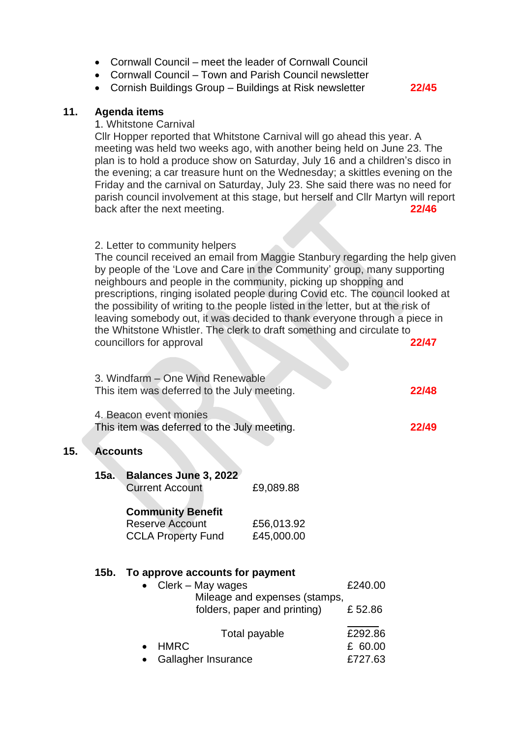- Cornwall Council – meet the leader of Cornwall Council
- Cornwall Council – Town and Parish Council newsletter
- Cornish Buildings Group – Buildings at Risk newsletter **22/45**

## 11. Agenda items

1. Whitstone Carnival

Cllr Hopper reported that Whitstone Carnival will go ahead this year. A meeting was held two weeks ago, with another being held on June 23. The plan is to hold a produce show on Saturday, July 16 and a children's disco in the evening; a car treasure hunt on the Wednesday; a skittles evening on the Friday and the carnival on Saturday, July 23. She said there was no need for parish council involvement at this stage, but herself and Cllr Martyn will report back after the next meeting. **22/46**

2. Letter to community helpers

The council received an email from Maggie Stanbury regarding the help given by people of the 'Love and Care in the Community' group, many supporting neighbours and people in the community, picking up shopping and prescriptions, ringing isolated people during Covid etc. The council looked at the possibility of writing to the people listed in the letter, but at the risk of leaving somebody out, it was decided to thank everyone through a piece in the Whitstone Whistler. The clerk to draft something and circulate to councillors for approval **22/47**

3. Windfarm – One Wind Renewable

This item was deferred to the July meeting. **22/48**

4. Beacon event monies

This item was deferred to the July meeting. **22/49**

## 15. Accounts

### 15a. Balances June 3, 2022

| | |
|---|---|
| Current Account | £9,089.88 |
| **Community Benefit** | |
| Reserve Account | £56,013.92 |
| CCLA Property Fund | £45,000.00 |

### 15b. To approve accounts for payment

| | |
|---|---|
| • Clerk – May wages | £240.00 |
| Mileage and expenses (stamps, folders, paper and printing) | £ 52.86 |
| Total payable | £292.86 |
| • HMRC | £ 60.00 |
| • Gallagher Insurance | £727.63 |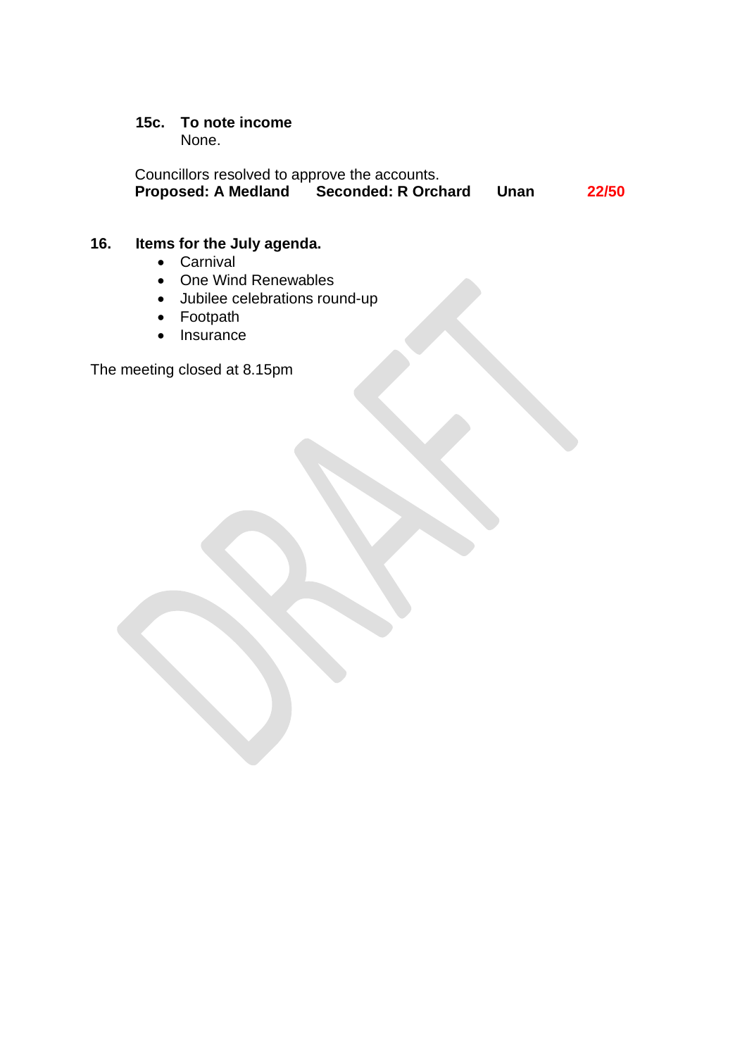**15c. To note income**
None.

Councillors resolved to approve the accounts.
**Proposed: A Medland Seconded: R Orchard Unan 22/50**

## 16. Items for the July agenda.

- Carnival
- One Wind Renewables
- Jubilee celebrations round-up
- Footpath
- Insurance

The meeting closed at 8.15pm